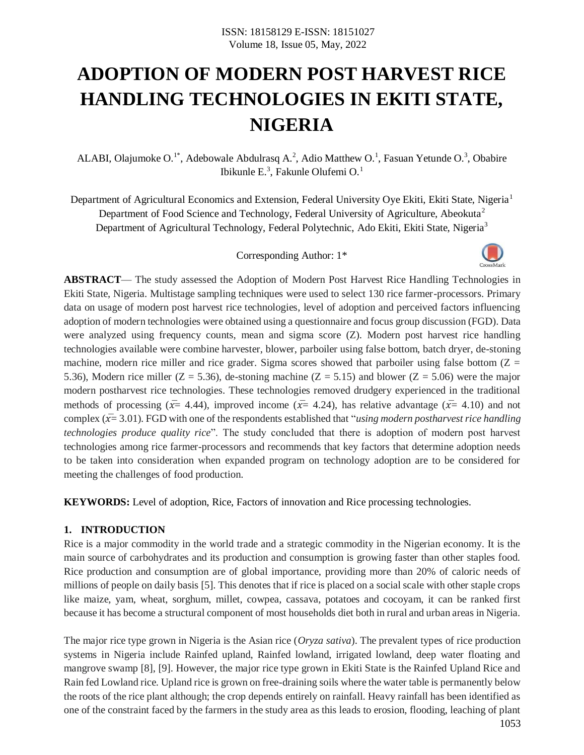# ADOPTION OF MODERN POST HARVEST RICE HANDLING TECHNOLOGIES IN EKITI STATE, NIGERIA

ALABI, Olajumoke O.[1*], Adebowale Abdulrasq A.[2], Adio Matthew O.[1], Fasuan Yetunde O.[3], Obabire Ibikunle E.[3], Fakunle Olufemi O.[1]

Department of Agricultural Economics and Extension, Federal University Oye Ekiti, Ekiti State, Nigeria[1]
Department of Food Science and Technology, Federal University of Agriculture, Abeokuta[2]
Department of Agricultural Technology, Federal Polytechnic, Ado Ekiti, Ekiti State, Nigeria[3]

Corresponding Author: 1*

**ABSTRACT**— The study assessed the Adoption of Modern Post Harvest Rice Handling Technologies in Ekiti State, Nigeria. Multistage sampling techniques were used to select 130 rice farmer-processors. Primary data on usage of modern post harvest rice technologies, level of adoption and perceived factors influencing adoption of modern technologies were obtained using a questionnaire and focus group discussion (FGD). Data were analyzed using frequency counts, mean and sigma score (Z). Modern post harvest rice handling technologies available were combine harvester, blower, parboiler using false bottom, batch dryer, de-stoning machine, modern rice miller and rice grader. Sigma scores showed that parboiler using false bottom (Z = 5.36), Modern rice miller (Z = 5.36), de-stoning machine (Z = 5.15) and blower (Z = 5.06) were the major modern postharvest rice technologies. These technologies removed drudgery experienced in the traditional methods of processing ($\bar{x}$= 4.44), improved income ($\bar{x}$= 4.24), has relative advantage ($\bar{x}$= 4.10) and not complex ($\bar{x}$= 3.01). FGD with one of the respondents established that "*using modern postharvest rice handling technologies produce quality rice*". The study concluded that there is adoption of modern post harvest technologies among rice farmer-processors and recommends that key factors that determine adoption needs to be taken into consideration when expanded program on technology adoption are to be considered for meeting the challenges of food production.

**KEYWORDS:** Level of adoption, Rice, Factors of innovation and Rice processing technologies.

## 1. INTRODUCTION

Rice is a major commodity in the world trade and a strategic commodity in the Nigerian economy. It is the main source of carbohydrates and its production and consumption is growing faster than other staples food. Rice production and consumption are of global importance, providing more than 20% of caloric needs of millions of people on daily basis [5]. This denotes that if rice is placed on a social scale with other staple crops like maize, yam, wheat, sorghum, millet, cowpea, cassava, potatoes and cocoyam, it can be ranked first because it has become a structural component of most households diet both in rural and urban areas in Nigeria.

The major rice type grown in Nigeria is the Asian rice (*Oryza sativa*). The prevalent types of rice production systems in Nigeria include Rainfed upland, Rainfed lowland, irrigated lowland, deep water floating and mangrove swamp [8], [9]. However, the major rice type grown in Ekiti State is the Rainfed Upland Rice and Rain fed Lowland rice. Upland rice is grown on free-draining soils where the water table is permanently below the roots of the rice plant although; the crop depends entirely on rainfall. Heavy rainfall has been identified as one of the constraint faced by the farmers in the study area as this leads to erosion, flooding, leaching of plant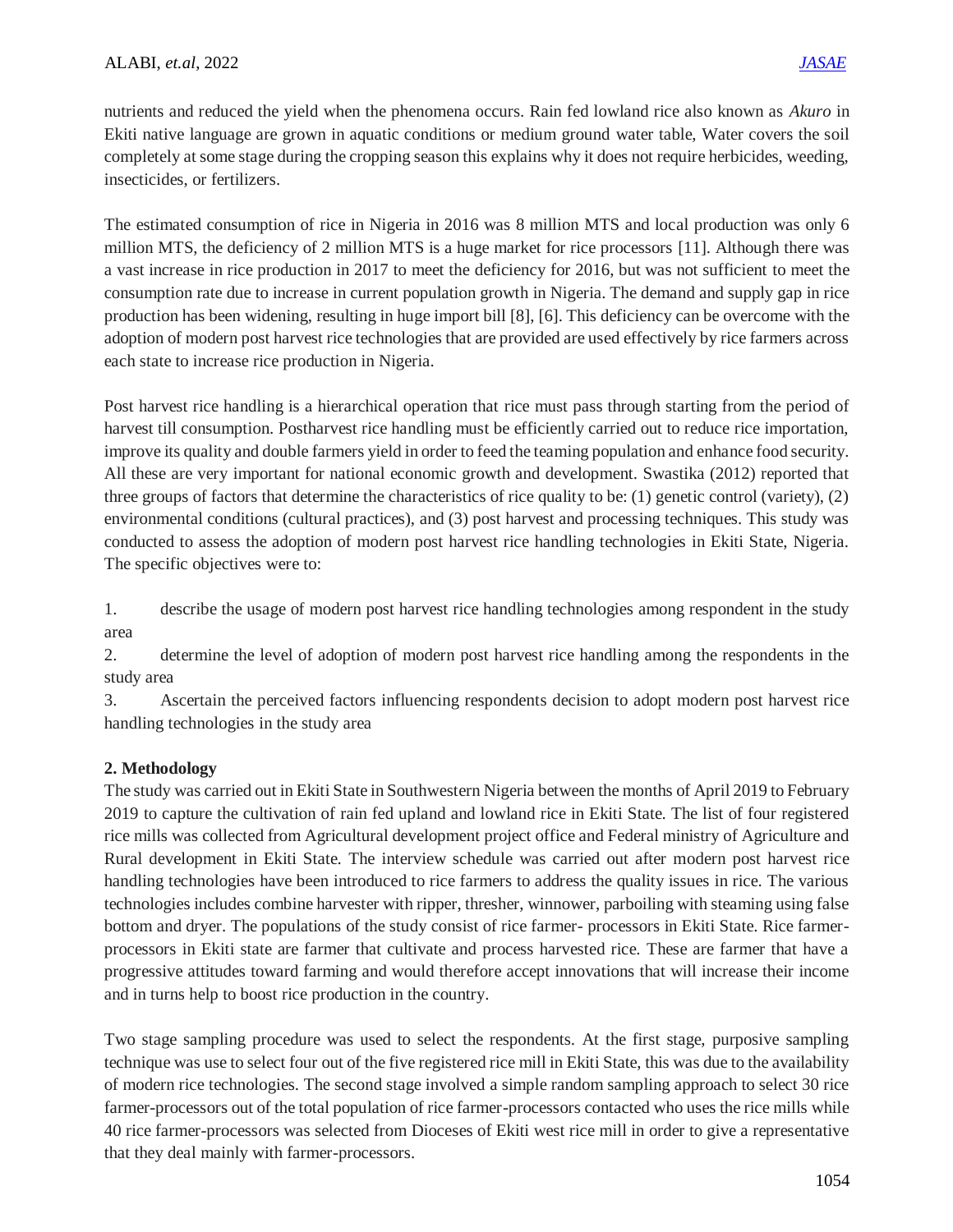nutrients and reduced the yield when the phenomena occurs. Rain fed lowland rice also known as *Akuro* in Ekiti native language are grown in aquatic conditions or medium ground water table, Water covers the soil completely at some stage during the cropping season this explains why it does not require herbicides, weeding, insecticides, or fertilizers.

The estimated consumption of rice in Nigeria in 2016 was 8 million MTS and local production was only 6 million MTS, the deficiency of 2 million MTS is a huge market for rice processors [11]. Although there was a vast increase in rice production in 2017 to meet the deficiency for 2016, but was not sufficient to meet the consumption rate due to increase in current population growth in Nigeria. The demand and supply gap in rice production has been widening, resulting in huge import bill [8], [6]. This deficiency can be overcome with the adoption of modern post harvest rice technologies that are provided are used effectively by rice farmers across each state to increase rice production in Nigeria.

Post harvest rice handling is a hierarchical operation that rice must pass through starting from the period of harvest till consumption. Postharvest rice handling must be efficiently carried out to reduce rice importation, improve its quality and double farmers yield in order to feed the teaming population and enhance food security. All these are very important for national economic growth and development. Swastika (2012) reported that three groups of factors that determine the characteristics of rice quality to be: (1) genetic control (variety), (2) environmental conditions (cultural practices), and (3) post harvest and processing techniques. This study was conducted to assess the adoption of modern post harvest rice handling technologies in Ekiti State, Nigeria. The specific objectives were to:

1. describe the usage of modern post harvest rice handling technologies among respondent in the study area
2. determine the level of adoption of modern post harvest rice handling among the respondents in the study area
3. Ascertain the perceived factors influencing respondents decision to adopt modern post harvest rice handling technologies in the study area

## 2. Methodology

The study was carried out in Ekiti State in Southwestern Nigeria between the months of April 2019 to February 2019 to capture the cultivation of rain fed upland and lowland rice in Ekiti State. The list of four registered rice mills was collected from Agricultural development project office and Federal ministry of Agriculture and Rural development in Ekiti State. The interview schedule was carried out after modern post harvest rice handling technologies have been introduced to rice farmers to address the quality issues in rice. The various technologies includes combine harvester with ripper, thresher, winnower, parboiling with steaming using false bottom and dryer. The populations of the study consist of rice farmer- processors in Ekiti State. Rice farmer-processors in Ekiti state are farmer that cultivate and process harvested rice. These are farmer that have a progressive attitudes toward farming and would therefore accept innovations that will increase their income and in turns help to boost rice production in the country.

Two stage sampling procedure was used to select the respondents. At the first stage, purposive sampling technique was use to select four out of the five registered rice mill in Ekiti State, this was due to the availability of modern rice technologies. The second stage involved a simple random sampling approach to select 30 rice farmer-processors out of the total population of rice farmer-processors contacted who uses the rice mills while 40 rice farmer-processors was selected from Dioceses of Ekiti west rice mill in order to give a representative that they deal mainly with farmer-processors.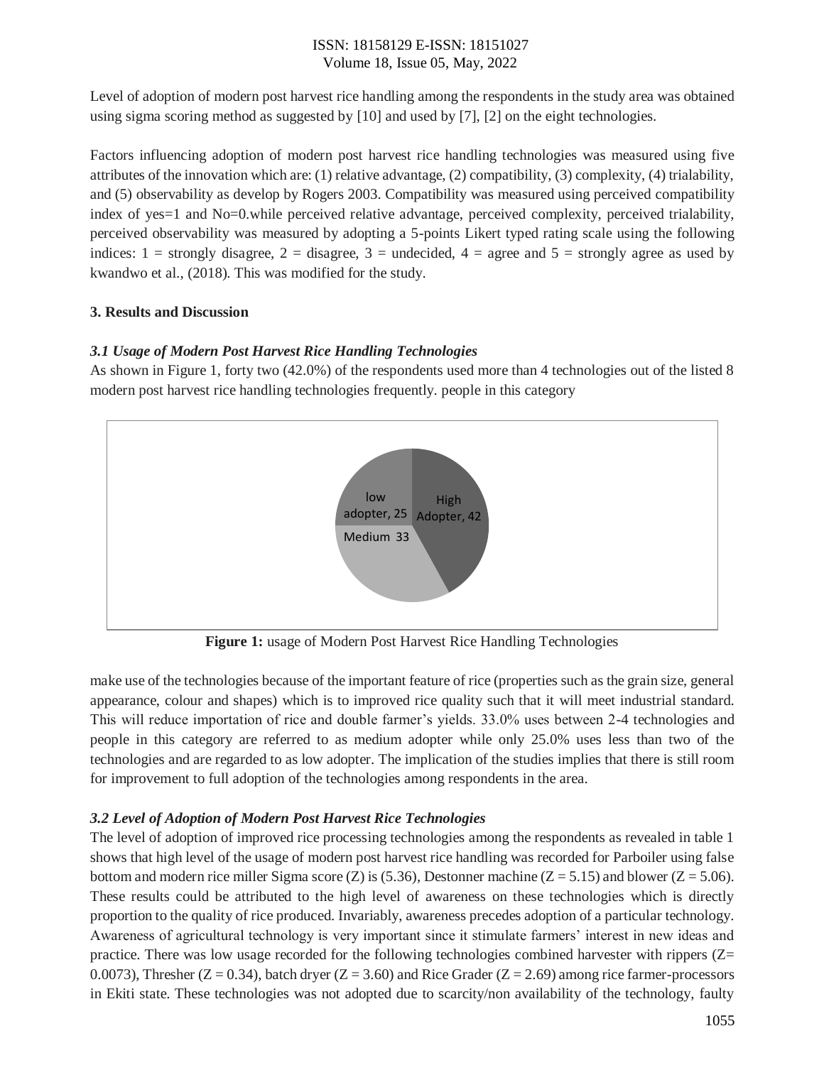Level of adoption of modern post harvest rice handling among the respondents in the study area was obtained using sigma scoring method as suggested by [10] and used by [7], [2] on the eight technologies.

Factors influencing adoption of modern post harvest rice handling technologies was measured using five attributes of the innovation which are: (1) relative advantage, (2) compatibility, (3) complexity, (4) trialability, and (5) observability as develop by Rogers 2003. Compatibility was measured using perceived compatibility index of yes=1 and No=0.while perceived relative advantage, perceived complexity, perceived trialability, perceived observability was measured by adopting a 5-points Likert typed rating scale using the following indices: 1 = strongly disagree, 2 = disagree, 3 = undecided, 4 = agree and 5 = strongly agree as used by kwandwo et al., (2018). This was modified for the study.

## 3. Results and Discussion

### *3.1 Usage of Modern Post Harvest Rice Handling Technologies*

As shown in Figure 1, forty two (42.0%) of the respondents used more than 4 technologies out of the listed 8 modern post harvest rice handling technologies frequently. people in this category

low adopter, 25
High Adopter, 42
Medium 33

**Figure 1:** usage of Modern Post Harvest Rice Handling Technologies

make use of the technologies because of the important feature of rice (properties such as the grain size, general appearance, colour and shapes) which is to improved rice quality such that it will meet industrial standard. This will reduce importation of rice and double farmer's yields. 33.0% uses between 2-4 technologies and people in this category are referred to as medium adopter while only 25.0% uses less than two of the technologies and are regarded to as low adopter. The implication of the studies implies that there is still room for improvement to full adoption of the technologies among respondents in the area.

### *3.2 Level of Adoption of Modern Post Harvest Rice Technologies*

The level of adoption of improved rice processing technologies among the respondents as revealed in table 1 shows that high level of the usage of modern post harvest rice handling was recorded for Parboiler using false bottom and modern rice miller Sigma score (Z) is (5.36), Destonner machine (Z = 5.15) and blower (Z = 5.06). These results could be attributed to the high level of awareness on these technologies which is directly proportion to the quality of rice produced. Invariably, awareness precedes adoption of a particular technology. Awareness of agricultural technology is very important since it stimulate farmers' interest in new ideas and practice. There was low usage recorded for the following technologies combined harvester with rippers (Z= 0.0073), Thresher (Z = 0.34), batch dryer (Z = 3.60) and Rice Grader (Z = 2.69) among rice farmer-processors in Ekiti state. These technologies was not adopted due to scarcity/non availability of the technology, faulty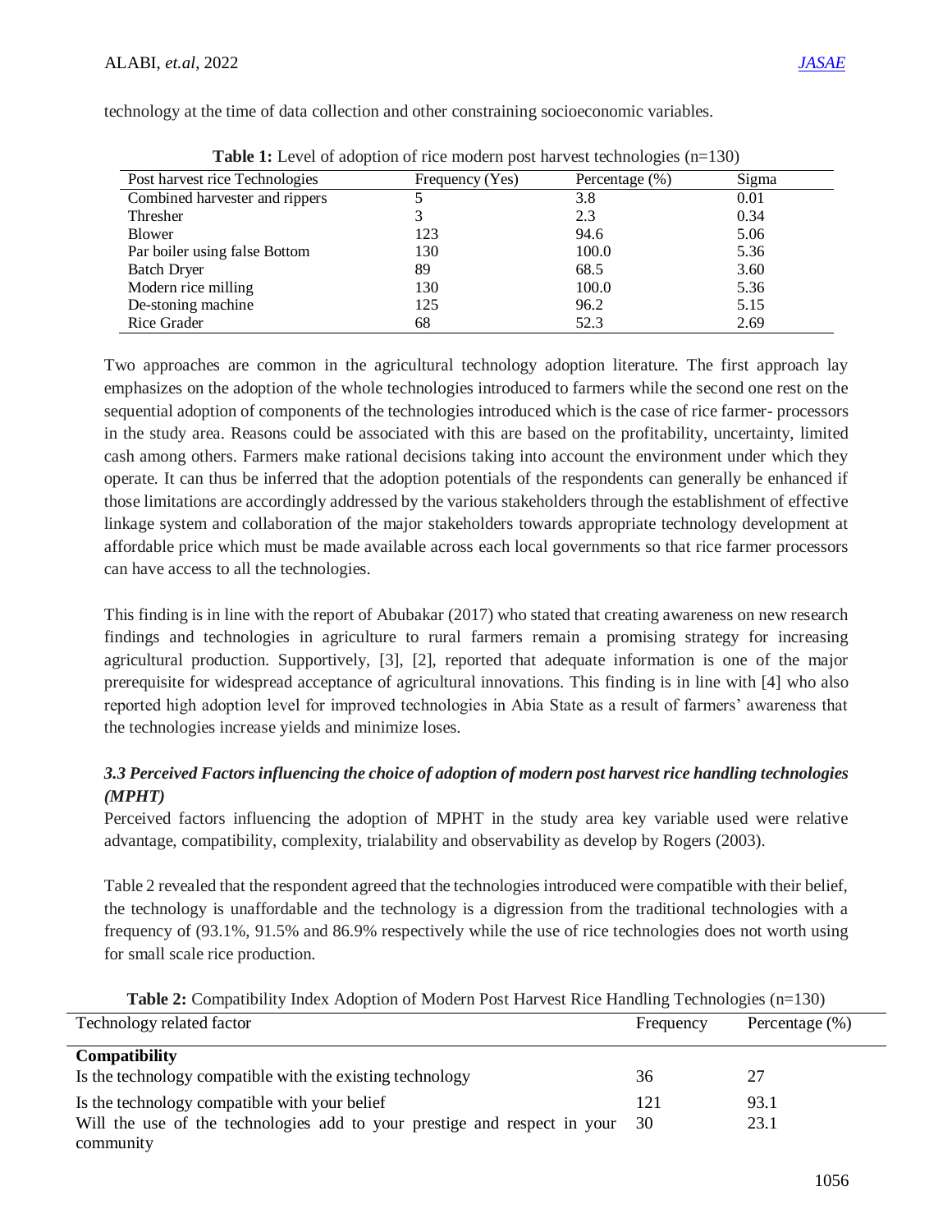technology at the time of data collection and other constraining socioeconomic variables.

**Table 1:** Level of adoption of rice modern post harvest technologies (n=130)

| Post harvest rice Technologies | Frequency (Yes) | Percentage (%) | Sigma |
|---|---|---|---|
| Combined harvester and rippers | 5 | 3.8 | 0.01 |
| Thresher | 3 | 2.3 | 0.34 |
| Blower | 123 | 94.6 | 5.06 |
| Par boiler using false Bottom | 130 | 100.0 | 5.36 |
| Batch Dryer | 89 | 68.5 | 3.60 |
| Modern rice milling | 130 | 100.0 | 5.36 |
| De-stoning machine | 125 | 96.2 | 5.15 |
| Rice Grader | 68 | 52.3 | 2.69 |

Two approaches are common in the agricultural technology adoption literature. The first approach lay emphasizes on the adoption of the whole technologies introduced to farmers while the second one rest on the sequential adoption of components of the technologies introduced which is the case of rice farmer- processors in the study area. Reasons could be associated with this are based on the profitability, uncertainty, limited cash among others. Farmers make rational decisions taking into account the environment under which they operate. It can thus be inferred that the adoption potentials of the respondents can generally be enhanced if those limitations are accordingly addressed by the various stakeholders through the establishment of effective linkage system and collaboration of the major stakeholders towards appropriate technology development at affordable price which must be made available across each local governments so that rice farmer processors can have access to all the technologies.

This finding is in line with the report of Abubakar (2017) who stated that creating awareness on new research findings and technologies in agriculture to rural farmers remain a promising strategy for increasing agricultural production. Supportively, [3], [2], reported that adequate information is one of the major prerequisite for widespread acceptance of agricultural innovations. This finding is in line with [4] who also reported high adoption level for improved technologies in Abia State as a result of farmers' awareness that the technologies increase yields and minimize loses.

### *3.3 Perceived Factors influencing the choice of adoption of modern post harvest rice handling technologies (MPHT)*

Perceived factors influencing the adoption of MPHT in the study area key variable used were relative advantage, compatibility, complexity, trialability and observability as develop by Rogers (2003).

Table 2 revealed that the respondent agreed that the technologies introduced were compatible with their belief, the technology is unaffordable and the technology is a digression from the traditional technologies with a frequency of (93.1%, 91.5% and 86.9% respectively while the use of rice technologies does not worth using for small scale rice production.

**Table 2:** Compatibility Index Adoption of Modern Post Harvest Rice Handling Technologies (n=130)

| Technology related factor | Frequency | Percentage (%) |
|---|---|---|
| **Compatibility** | | |
| Is the technology compatible with the existing technology | 36 | 27 |
| Is the technology compatible with your belief | 121 | 93.1 |
| Will the use of the technologies add to your prestige and respect in your community | 30 | 23.1 |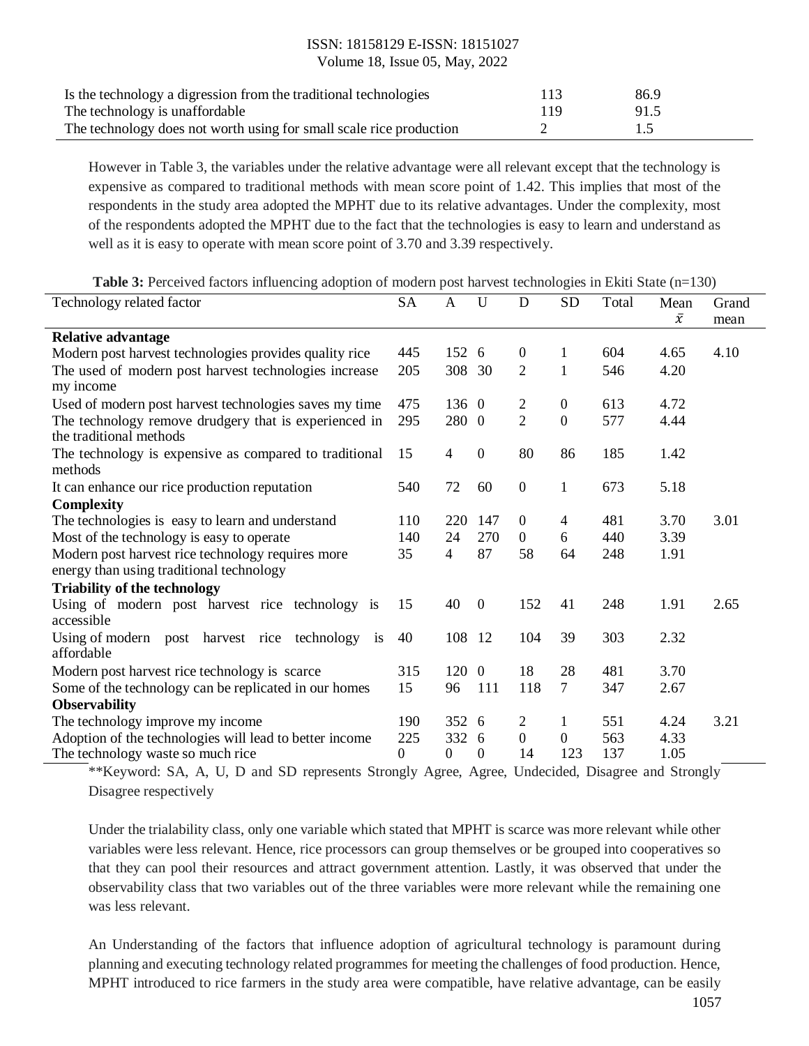| | | |
|---|---|---|
| Is the technology a digression from the traditional technologies | 113 | 86.9 |
| The technology is unaffordable | 119 | 91.5 |
| The technology does not worth using for small scale rice production | 2 | 1.5 |

However in Table 3, the variables under the relative advantage were all relevant except that the technology is expensive as compared to traditional methods with mean score point of 1.42. This implies that most of the respondents in the study area adopted the MPHT due to its relative advantages. Under the complexity, most of the respondents adopted the MPHT due to the fact that the technologies is easy to learn and understand as well as it is easy to operate with mean score point of 3.70 and 3.39 respectively.

**Table 3:** Perceived factors influencing adoption of modern post harvest technologies in Ekiti State (n=130)

| Technology related factor | SA | A | U | D | SD | Total | Mean $\bar{x}$ | Grand mean |
|---|---|---|---|---|---|---|---|---|
| **Relative advantage** | | | | | | | | |
| Modern post harvest technologies provides quality rice | 445 | 152 | 6 | 0 | 1 | 604 | 4.65 | 4.10 |
| The used of modern post harvest technologies increase my income | 205 | 308 | 30 | 2 | 1 | 546 | 4.20 | |
| Used of modern post harvest technologies saves my time | 475 | 136 | 0 | 2 | 0 | 613 | 4.72 | |
| The technology remove drudgery that is experienced in the traditional methods | 295 | 280 | 0 | 2 | 0 | 577 | 4.44 | |
| The technology is expensive as compared to traditional methods | 15 | 4 | 0 | 80 | 86 | 185 | 1.42 | |
| It can enhance our rice production reputation | 540 | 72 | 60 | 0 | 1 | 673 | 5.18 | |
| **Complexity** | | | | | | | | |
| The technologies is easy to learn and understand | 110 | 220 | 147 | 0 | 4 | 481 | 3.70 | 3.01 |
| Most of the technology is easy to operate | 140 | 24 | 270 | 0 | 6 | 440 | 3.39 | |
| Modern post harvest rice technology requires more energy than using traditional technology | 35 | 4 | 87 | 58 | 64 | 248 | 1.91 | |
| **Triability of the technology** | | | | | | | | |
| Using of modern post harvest rice technology is accessible | 15 | 40 | 0 | 152 | 41 | 248 | 1.91 | 2.65 |
| Using of modern post harvest rice technology is affordable | 40 | 108 | 12 | 104 | 39 | 303 | 2.32 | |
| Modern post harvest rice technology is scarce | 315 | 120 | 0 | 18 | 28 | 481 | 3.70 | |
| Some of the technology can be replicated in our homes | 15 | 96 | 111 | 118 | 7 | 347 | 2.67 | |
| **Observability** | | | | | | | | |
| The technology improve my income | 190 | 352 | 6 | 2 | 1 | 551 | 4.24 | 3.21 |
| Adoption of the technologies will lead to better income | 225 | 332 | 6 | 0 | 0 | 563 | 4.33 | |
| The technology waste so much rice | 0 | 0 | 0 | 14 | 123 | 137 | 1.05 | |

**Keyword: SA, A, U, D and SD represents Strongly Agree, Agree, Undecided, Disagree and Strongly Disagree respectively

Under the trialability class, only one variable which stated that MPHT is scarce was more relevant while other variables were less relevant. Hence, rice processors can group themselves or be grouped into cooperatives so that they can pool their resources and attract government attention. Lastly, it was observed that under the observability class that two variables out of the three variables were more relevant while the remaining one was less relevant.

An Understanding of the factors that influence adoption of agricultural technology is paramount during planning and executing technology related programmes for meeting the challenges of food production. Hence, MPHT introduced to rice farmers in the study area were compatible, have relative advantage, can be easily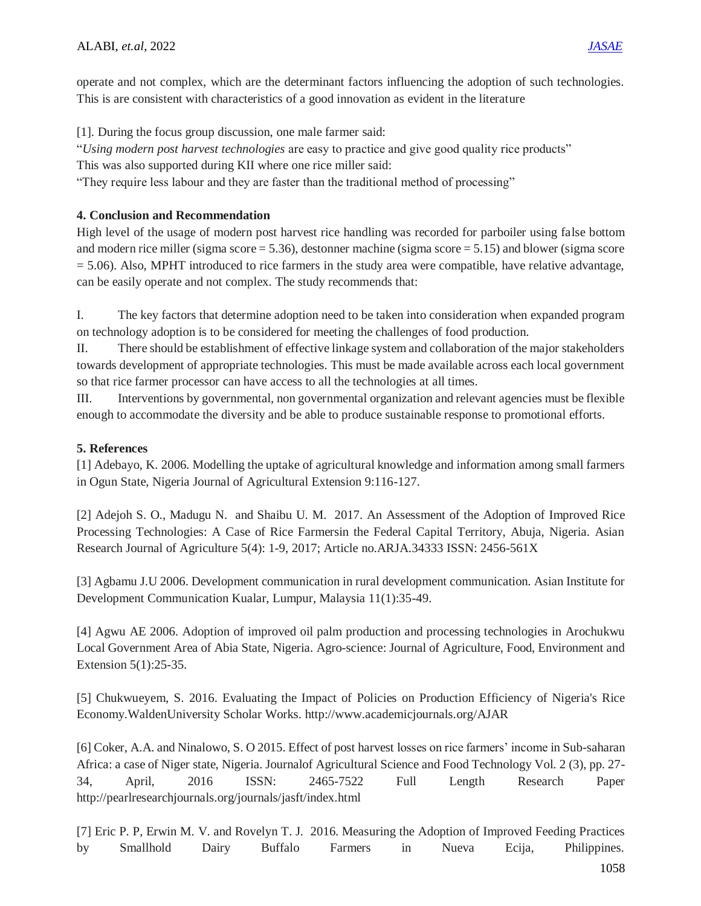operate and not complex, which are the determinant factors influencing the adoption of such technologies. This is are consistent with characteristics of a good innovation as evident in the literature

[1]. During the focus group discussion, one male farmer said:

"*Using modern post harvest technologies* are easy to practice and give good quality rice products"

This was also supported during KII where one rice miller said:

"They require less labour and they are faster than the traditional method of processing"

## 4. Conclusion and Recommendation

High level of the usage of modern post harvest rice handling was recorded for parboiler using false bottom and modern rice miller (sigma score = 5.36), destonner machine (sigma score = 5.15) and blower (sigma score = 5.06). Also, MPHT introduced to rice farmers in the study area were compatible, have relative advantage, can be easily operate and not complex. The study recommends that:

I. The key factors that determine adoption need to be taken into consideration when expanded program on technology adoption is to be considered for meeting the challenges of food production.

II. There should be establishment of effective linkage system and collaboration of the major stakeholders towards development of appropriate technologies. This must be made available across each local government so that rice farmer processor can have access to all the technologies at all times.

III. Interventions by governmental, non governmental organization and relevant agencies must be flexible enough to accommodate the diversity and be able to produce sustainable response to promotional efforts.

## 5. References

[1] Adebayo, K. 2006. Modelling the uptake of agricultural knowledge and information among small farmers in Ogun State, Nigeria Journal of Agricultural Extension 9:116-127.

[2] Adejoh S. O., Madugu N. and Shaibu U. M. 2017. An Assessment of the Adoption of Improved Rice Processing Technologies: A Case of Rice Farmersin the Federal Capital Territory, Abuja, Nigeria. Asian Research Journal of Agriculture 5(4): 1-9, 2017; Article no.ARJA.34333 ISSN: 2456-561X

[3] Agbamu J.U 2006. Development communication in rural development communication. Asian Institute for Development Communication Kualar, Lumpur, Malaysia 11(1):35-49.

[4] Agwu AE 2006. Adoption of improved oil palm production and processing technologies in Arochukwu Local Government Area of Abia State, Nigeria. Agro-science: Journal of Agriculture, Food, Environment and Extension 5(1):25-35.

[5] Chukwueyem, S. 2016. Evaluating the Impact of Policies on Production Efficiency of Nigeria's Rice Economy.WaldenUniversity Scholar Works. http://www.academicjournals.org/AJAR

[6] Coker, A.A. and Ninalowo, S. O 2015. Effect of post harvest losses on rice farmers' income in Sub-saharan Africa: a case of Niger state, Nigeria. Journalof Agricultural Science and Food Technology Vol. 2 (3), pp. 27-34, April, 2016 ISSN: 2465-7522 Full Length Research Paper http://pearlresearchjournals.org/journals/jasft/index.html

[7] Eric P. P, Erwin M. V. and Rovelyn T. J. 2016. Measuring the Adoption of Improved Feeding Practices by Smallhold Dairy Buffalo Farmers in Nueva Ecija, Philippines.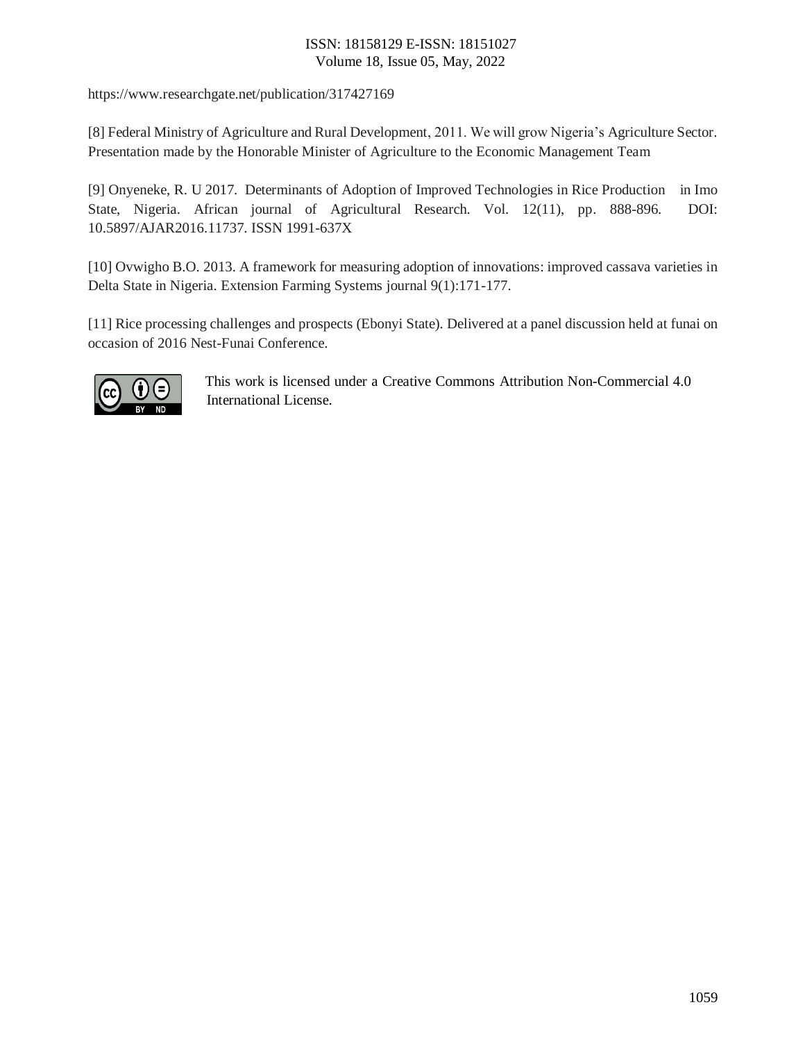https://www.researchgate.net/publication/317427169

[8] Federal Ministry of Agriculture and Rural Development, 2011. We will grow Nigeria's Agriculture Sector. Presentation made by the Honorable Minister of Agriculture to the Economic Management Team

[9] Onyeneke, R. U 2017. Determinants of Adoption of Improved Technologies in Rice Production in Imo State, Nigeria. African journal of Agricultural Research. Vol. 12(11), pp. 888-896. DOI: 10.5897/AJAR2016.11737. ISSN 1991-637X

[10] Ovwigho B.O. 2013. A framework for measuring adoption of innovations: improved cassava varieties in Delta State in Nigeria. Extension Farming Systems journal 9(1):171-177.

[11] Rice processing challenges and prospects (Ebonyi State). Delivered at a panel discussion held at funai on occasion of 2016 Nest-Funai Conference.

This work is licensed under a Creative Commons Attribution Non-Commercial 4.0 International License.